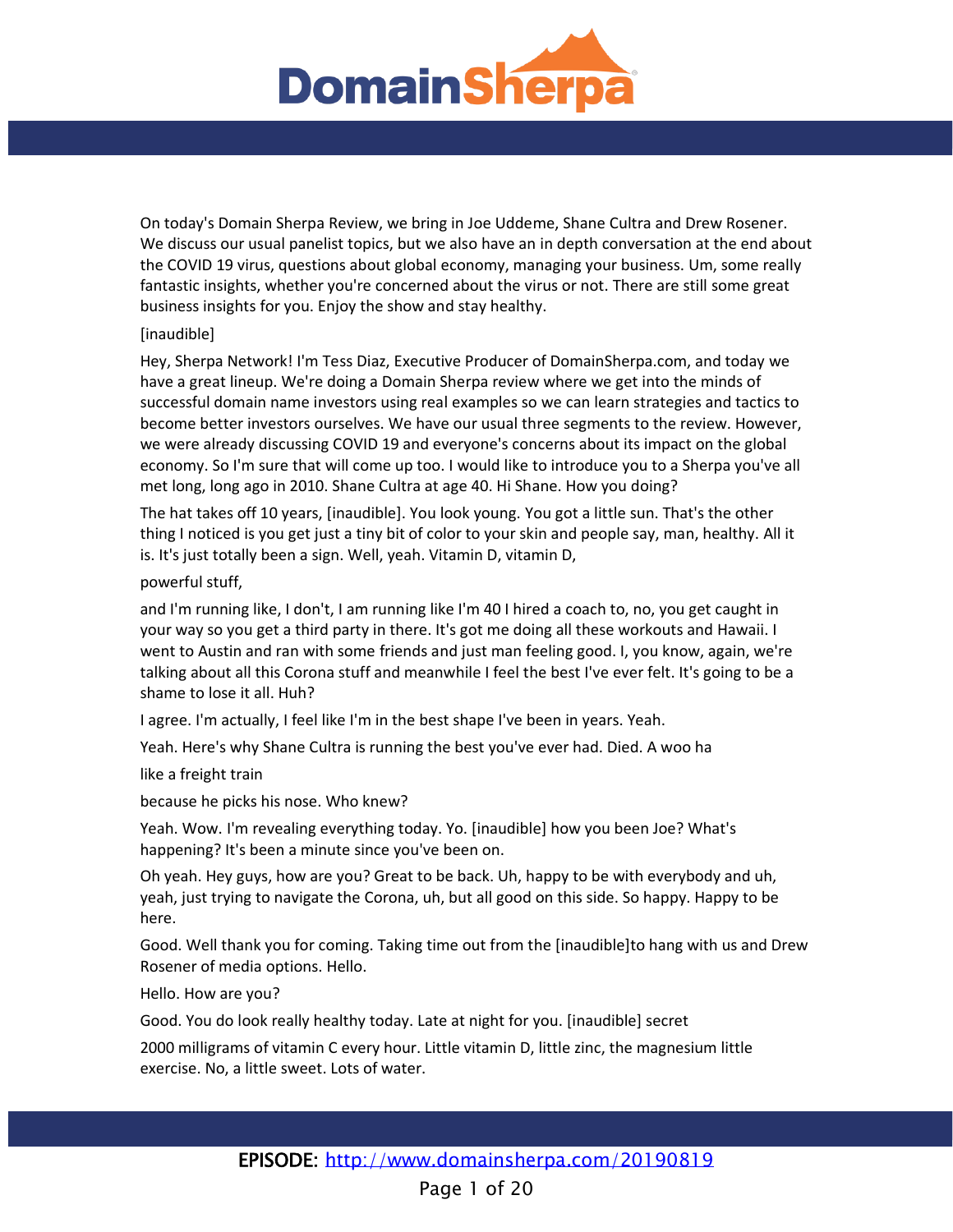On today's Domain Sherpa Review, we bring in Joe Uddeme, Shane Cultra and Drew Rosener. We discuss our usual panelist topics, but we also have an in depth conversation at the end about the COVID 19 virus, questions about global economy, managing your business. Um, some really fantastic insights, whether you're concerned about the virus or not. There are still some great business insights for you. Enjoy the show and stay healthy.

[inaudible]

Hey, Sherpa Network! I'm Tess Diaz, Executive Producer of DomainSherpa.com, and today we have a great lineup. We're doing a Domain Sherpa review where we get into the minds of successful domain name investors using real examples so we can learn strategies and tactics to become better investors ourselves. We have our usual three segments to the review. However, we were already discussing COVID 19 and everyone's concerns about its impact on the global economy. So I'm sure that will come up too. I would like to introduce you to a Sherpa you've all met long, long ago in 2010. Shane Cultra at age 40. Hi Shane. How you doing?

The hat takes off 10 years, [inaudible]. You look young. You got a little sun. That's the other thing I noticed is you get just a tiny bit of color to your skin and people say, man, healthy. All it is. It's just totally been a sign. Well, yeah. Vitamin D, vitamin D,

powerful stuff,

and I'm running like, I don't, I am running like I'm 40 I hired a coach to, no, you get caught in your way so you get a third party in there. It's got me doing all these workouts and Hawaii. I went to Austin and ran with some friends and just man feeling good. I, you know, again, we're talking about all this Corona stuff and meanwhile I feel the best I've ever felt. It's going to be a shame to lose it all. Huh?

I agree. I'm actually, I feel like I'm in the best shape I've been in years. Yeah.

Yeah. Here's why Shane Cultra is running the best you've ever had. Died. A woo ha

like a freight train

because he picks his nose. Who knew?

Yeah. Wow. I'm revealing everything today. Yo. [inaudible] how you been Joe? What's happening? It's been a minute since you've been on.

Oh yeah. Hey guys, how are you? Great to be back. Uh, happy to be with everybody and uh, yeah, just trying to navigate the Corona, uh, but all good on this side. So happy. Happy to be here.

Good. Well thank you for coming. Taking time out from the [inaudible]to hang with us and Drew Rosener of media options. Hello.

Hello. How are you?

Good. You do look really healthy today. Late at night for you. [inaudible] secret

2000 milligrams of vitamin C every hour. Little vitamin D, little zinc, the magnesium little exercise. No, a little sweet. Lots of water.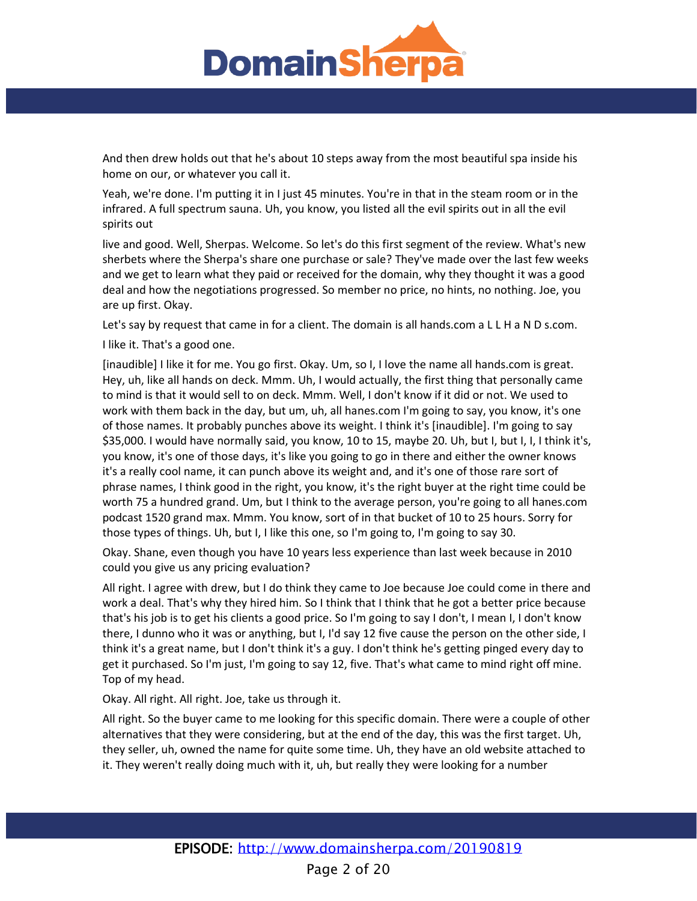And then drew holds out that he's about 10 steps away from the most beautiful spa inside his home on our, or whatever you call it.

Yeah, we're done. I'm putting it in I just 45 minutes. You're in that in the steam room or in the infrared. A full spectrum sauna. Uh, you know, you listed all the evil spirits out in all the evil spirits out

live and good. Well, Sherpas. Welcome. So let's do this first segment of the review. What's new sherbets where the Sherpa's share one purchase or sale? They've made over the last few weeks and we get to learn what they paid or received for the domain, why they thought it was a good deal and how the negotiations progressed. So member no price, no hints, no nothing. Joe, you are up first. Okay.

Let's say by request that came in for a client. The domain is all hands.com a L L H a N D s.com.

I like it. That's a good one.

[inaudible] I like it for me. You go first. Okay. Um, so I, I love the name all hands.com is great. Hey, uh, like all hands on deck. Mmm. Uh, I would actually, the first thing that personally came to mind is that it would sell to on deck. Mmm. Well, I don't know if it did or not. We used to work with them back in the day, but um, uh, all hanes.com I'm going to say, you know, it's one of those names. It probably punches above its weight. I think it's [inaudible]. I'm going to say $35,000. I would have normally said, you know, 10 to 15, maybe 20. Uh, but I, but I, I, I think it's, you know, it's one of those days, it's like you going to go in there and either the owner knows it's a really cool name, it can punch above its weight and, and it's one of those rare sort of phrase names, I think good in the right, you know, it's the right buyer at the right time could be worth 75 a hundred grand. Um, but I think to the average person, you're going to all hanes.com podcast 1520 grand max. Mmm. You know, sort of in that bucket of 10 to 25 hours. Sorry for those types of things. Uh, but I, I like this one, so I'm going to, I'm going to say 30.

Okay. Shane, even though you have 10 years less experience than last week because in 2010 could you give us any pricing evaluation?

All right. I agree with drew, but I do think they came to Joe because Joe could come in there and work a deal. That's why they hired him. So I think that I think that he got a better price because that's his job is to get his clients a good price. So I'm going to say I don't, I mean I, I don't know there, I dunno who it was or anything, but I, I'd say 12 five cause the person on the other side, I think it's a great name, but I don't think it's a guy. I don't think he's getting pinged every day to get it purchased. So I'm just, I'm going to say 12, five. That's what came to mind right off mine. Top of my head.

Okay. All right. All right. Joe, take us through it.

All right. So the buyer came to me looking for this specific domain. There were a couple of other alternatives that they were considering, but at the end of the day, this was the first target. Uh, they seller, uh, owned the name for quite some time. Uh, they have an old website attached to it. They weren't really doing much with it, uh, but really they were looking for a number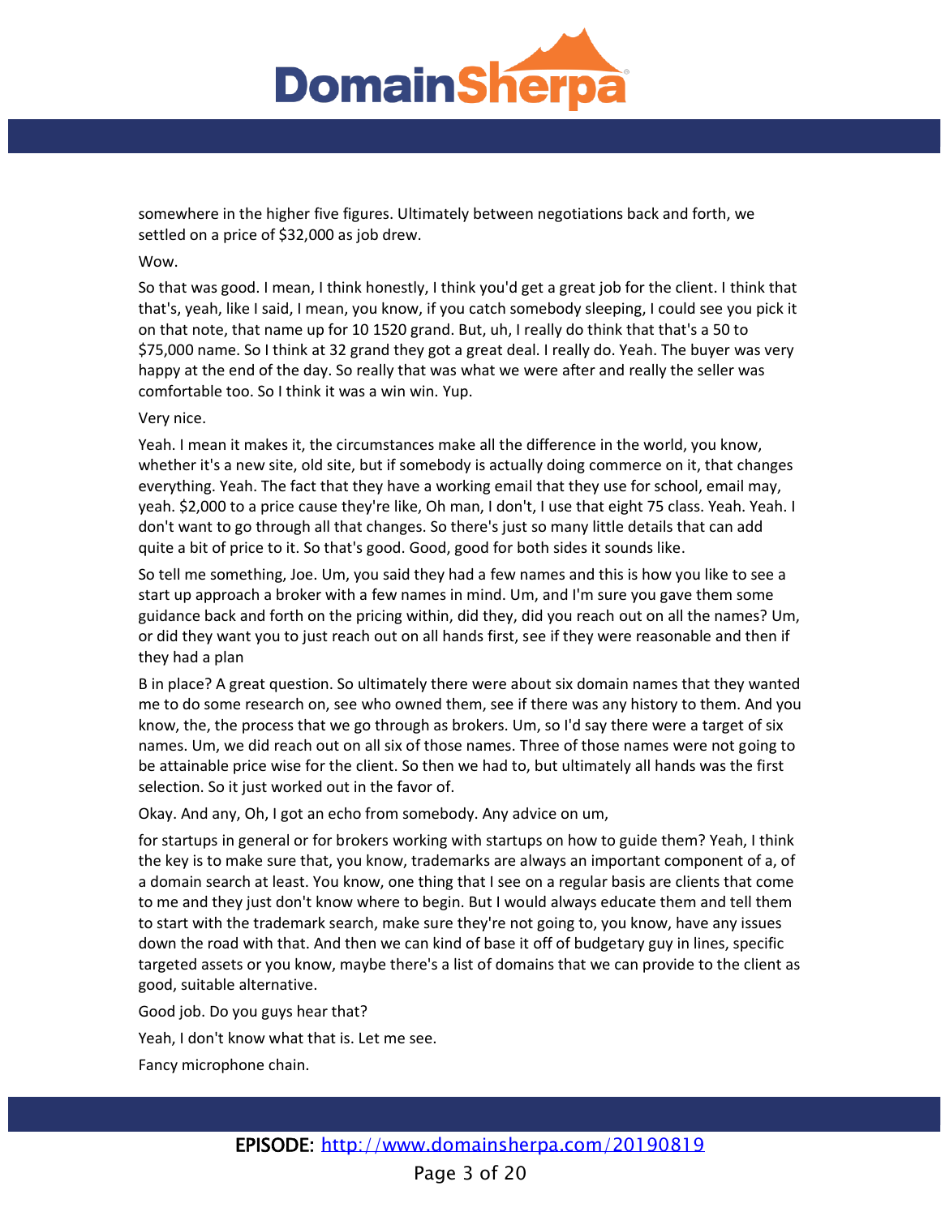somewhere in the higher five figures. Ultimately between negotiations back and forth, we settled on a price of $32,000 as job drew.

Wow.

So that was good. I mean, I think honestly, I think you'd get a great job for the client. I think that that's, yeah, like I said, I mean, you know, if you catch somebody sleeping, I could see you pick it on that note, that name up for 10 1520 grand. But, uh, I really do think that that's a 50 to $75,000 name. So I think at 32 grand they got a great deal. I really do. Yeah. The buyer was very happy at the end of the day. So really that was what we were after and really the seller was comfortable too. So I think it was a win win. Yup.

Very nice.

Yeah. I mean it makes it, the circumstances make all the difference in the world, you know, whether it's a new site, old site, but if somebody is actually doing commerce on it, that changes everything. Yeah. The fact that they have a working email that they use for school, email may, yeah. $2,000 to a price cause they're like, Oh man, I don't, I use that eight 75 class. Yeah. Yeah. I don't want to go through all that changes. So there's just so many little details that can add quite a bit of price to it. So that's good. Good, good for both sides it sounds like.

So tell me something, Joe. Um, you said they had a few names and this is how you like to see a start up approach a broker with a few names in mind. Um, and I'm sure you gave them some guidance back and forth on the pricing within, did they, did you reach out on all the names? Um, or did they want you to just reach out on all hands first, see if they were reasonable and then if they had a plan

B in place? A great question. So ultimately there were about six domain names that they wanted me to do some research on, see who owned them, see if there was any history to them. And you know, the, the process that we go through as brokers. Um, so I'd say there were a target of six names. Um, we did reach out on all six of those names. Three of those names were not going to be attainable price wise for the client. So then we had to, but ultimately all hands was the first selection. So it just worked out in the favor of.

Okay. And any, Oh, I got an echo from somebody. Any advice on um,

for startups in general or for brokers working with startups on how to guide them? Yeah, I think the key is to make sure that, you know, trademarks are always an important component of a, of a domain search at least. You know, one thing that I see on a regular basis are clients that come to me and they just don't know where to begin. But I would always educate them and tell them to start with the trademark search, make sure they're not going to, you know, have any issues down the road with that. And then we can kind of base it off of budgetary guy in lines, specific targeted assets or you know, maybe there's a list of domains that we can provide to the client as good, suitable alternative.

Good job. Do you guys hear that?

Yeah, I don't know what that is. Let me see.

Fancy microphone chain.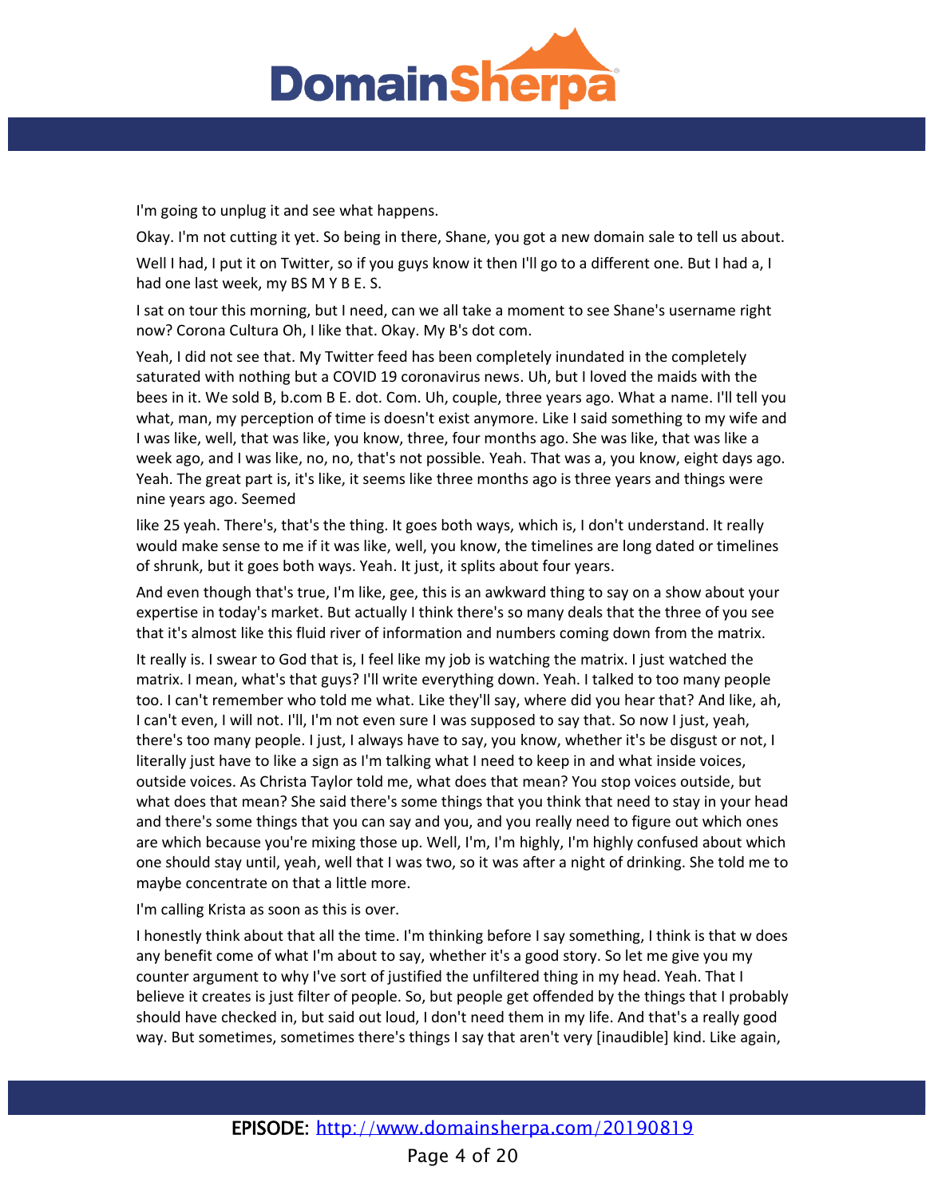I'm going to unplug it and see what happens.

Okay. I'm not cutting it yet. So being in there, Shane, you got a new domain sale to tell us about.

Well I had, I put it on Twitter, so if you guys know it then I'll go to a different one. But I had a, I had one last week, my BS M Y B E. S.

I sat on tour this morning, but I need, can we all take a moment to see Shane's username right now? Corona Cultura Oh, I like that. Okay. My B's dot com.

Yeah, I did not see that. My Twitter feed has been completely inundated in the completely saturated with nothing but a COVID 19 coronavirus news. Uh, but I loved the maids with the bees in it. We sold B, b.com B E. dot. Com. Uh, couple, three years ago. What a name. I'll tell you what, man, my perception of time is doesn't exist anymore. Like I said something to my wife and I was like, well, that was like, you know, three, four months ago. She was like, that was like a week ago, and I was like, no, no, that's not possible. Yeah. That was a, you know, eight days ago. Yeah. The great part is, it's like, it seems like three months ago is three years and things were nine years ago. Seemed

like 25 yeah. There's, that's the thing. It goes both ways, which is, I don't understand. It really would make sense to me if it was like, well, you know, the timelines are long dated or timelines of shrunk, but it goes both ways. Yeah. It just, it splits about four years.

And even though that's true, I'm like, gee, this is an awkward thing to say on a show about your expertise in today's market. But actually I think there's so many deals that the three of you see that it's almost like this fluid river of information and numbers coming down from the matrix.

It really is. I swear to God that is, I feel like my job is watching the matrix. I just watched the matrix. I mean, what's that guys? I'll write everything down. Yeah. I talked to too many people too. I can't remember who told me what. Like they'll say, where did you hear that? And like, ah, I can't even, I will not. I'll, I'm not even sure I was supposed to say that. So now I just, yeah, there's too many people. I just, I always have to say, you know, whether it's be disgust or not, I literally just have to like a sign as I'm talking what I need to keep in and what inside voices, outside voices. As Christa Taylor told me, what does that mean? You stop voices outside, but what does that mean? She said there's some things that you think that need to stay in your head and there's some things that you can say and you, and you really need to figure out which ones are which because you're mixing those up. Well, I'm, I'm highly, I'm highly confused about which one should stay until, yeah, well that I was two, so it was after a night of drinking. She told me to maybe concentrate on that a little more.

I'm calling Krista as soon as this is over.

I honestly think about that all the time. I'm thinking before I say something, I think is that w does any benefit come of what I'm about to say, whether it's a good story. So let me give you my counter argument to why I've sort of justified the unfiltered thing in my head. Yeah. That I believe it creates is just filter of people. So, but people get offended by the things that I probably should have checked in, but said out loud, I don't need them in my life. And that's a really good way. But sometimes, sometimes there's things I say that aren't very [inaudible] kind. Like again,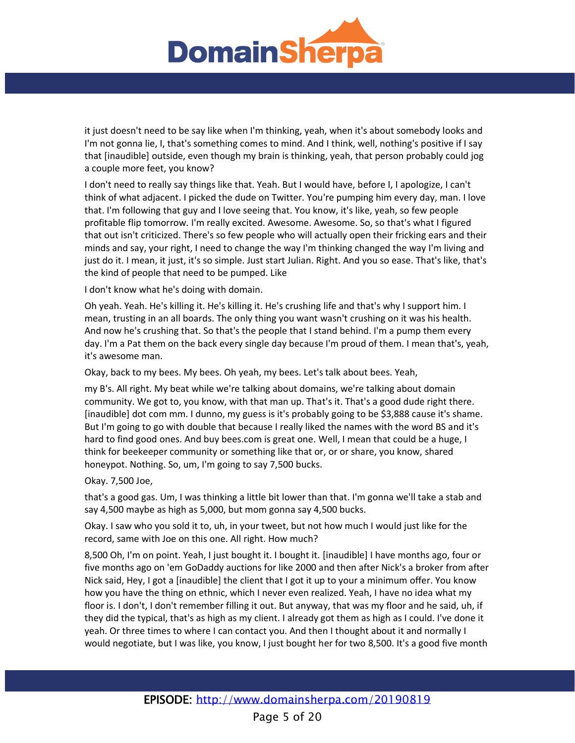it just doesn't need to be say like when I'm thinking, yeah, when it's about somebody looks and I'm not gonna lie, I, that's something comes to mind. And I think, well, nothing's positive if I say that [inaudible] outside, even though my brain is thinking, yeah, that person probably could jog a couple more feet, you know?

I don't need to really say things like that. Yeah. But I would have, before I, I apologize, I can't think of what adjacent. I picked the dude on Twitter. You're pumping him every day, man. I love that. I'm following that guy and I love seeing that. You know, it's like, yeah, so few people profitable flip tomorrow. I'm really excited. Awesome. Awesome. So, so that's what I figured that out isn't criticized. There's so few people who will actually open their fricking ears and their minds and say, your right, I need to change the way I'm thinking changed the way I'm living and just do it. I mean, it just, it's so simple. Just start Julian. Right. And you so ease. That's like, that's the kind of people that need to be pumped. Like

I don't know what he's doing with domain.

Oh yeah. Yeah. He's killing it. He's killing it. He's crushing life and that's why I support him. I mean, trusting in an all boards. The only thing you want wasn't crushing on it was his health. And now he's crushing that. So that's the people that I stand behind. I'm a pump them every day. I'm a Pat them on the back every single day because I'm proud of them. I mean that's, yeah, it's awesome man.

Okay, back to my bees. My bees. Oh yeah, my bees. Let's talk about bees. Yeah,

my B's. All right. My beat while we're talking about domains, we're talking about domain community. We got to, you know, with that man up. That's it. That's a good dude right there. [inaudible] dot com mm. I dunno, my guess is it's probably going to be $3,888 cause it's shame. But I'm going to go with double that because I really liked the names with the word BS and it's hard to find good ones. And buy bees.com is great one. Well, I mean that could be a huge, I think for beekeeper community or something like that or, or or share, you know, shared honeypot. Nothing. So, um, I'm going to say 7,500 bucks.

Okay. 7,500 Joe,

that's a good gas. Um, I was thinking a little bit lower than that. I'm gonna we'll take a stab and say 4,500 maybe as high as 5,000, but mom gonna say 4,500 bucks.

Okay. I saw who you sold it to, uh, in your tweet, but not how much I would just like for the record, same with Joe on this one. All right. How much?

8,500 Oh, I'm on point. Yeah, I just bought it. I bought it. [inaudible] I have months ago, four or five months ago on 'em GoDaddy auctions for like 2000 and then after Nick's a broker from after Nick said, Hey, I got a [inaudible] the client that I got it up to your a minimum offer. You know how you have the thing on ethnic, which I never even realized. Yeah, I have no idea what my floor is. I don't, I don't remember filling it out. But anyway, that was my floor and he said, uh, if they did the typical, that's as high as my client. I already got them as high as I could. I've done it yeah. Or three times to where I can contact you. And then I thought about it and normally I would negotiate, but I was like, you know, I just bought her for two 8,500. It's a good five month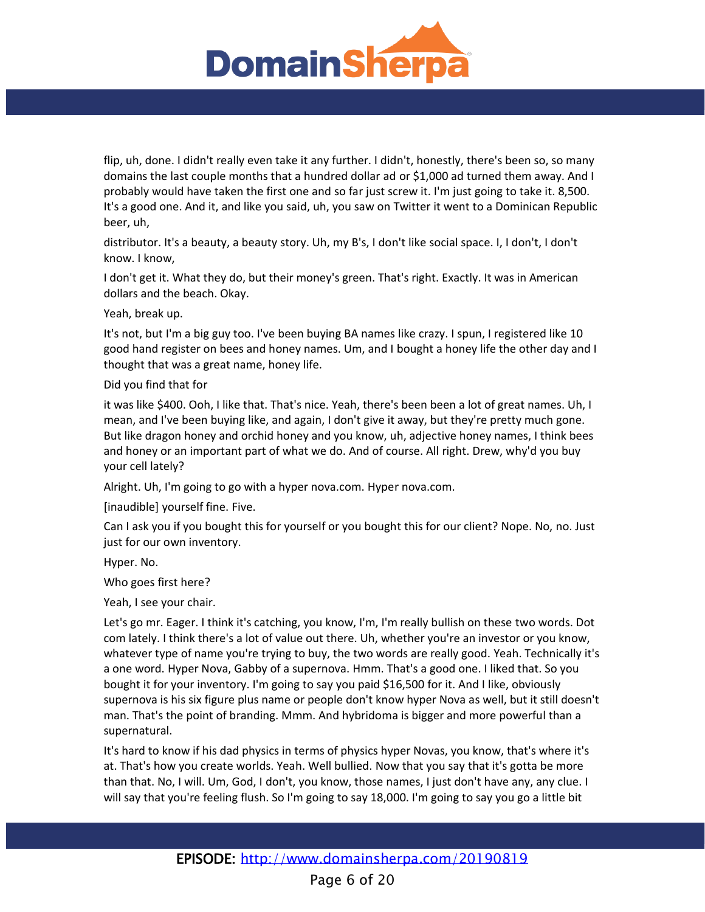flip, uh, done. I didn't really even take it any further. I didn't, honestly, there's been so, so many domains the last couple months that a hundred dollar ad or $1,000 ad turned them away. And I probably would have taken the first one and so far just screw it. I'm just going to take it. 8,500. It's a good one. And it, and like you said, uh, you saw on Twitter it went to a Dominican Republic beer, uh,

distributor. It's a beauty, a beauty story. Uh, my B's, I don't like social space. I, I don't, I don't know. I know,

I don't get it. What they do, but their money's green. That's right. Exactly. It was in American dollars and the beach. Okay.

Yeah, break up.

It's not, but I'm a big guy too. I've been buying BA names like crazy. I spun, I registered like 10 good hand register on bees and honey names. Um, and I bought a honey life the other day and I thought that was a great name, honey life.

Did you find that for

it was like $400. Ooh, I like that. That's nice. Yeah, there's been been a lot of great names. Uh, I mean, and I've been buying like, and again, I don't give it away, but they're pretty much gone. But like dragon honey and orchid honey and you know, uh, adjective honey names, I think bees and honey or an important part of what we do. And of course. All right. Drew, why'd you buy your cell lately?

Alright. Uh, I'm going to go with a hyper nova.com. Hyper nova.com.

[inaudible] yourself fine. Five.

Can I ask you if you bought this for yourself or you bought this for our client? Nope. No, no. Just just for our own inventory.

Hyper. No.

Who goes first here?

Yeah, I see your chair.

Let's go mr. Eager. I think it's catching, you know, I'm, I'm really bullish on these two words. Dot com lately. I think there's a lot of value out there. Uh, whether you're an investor or you know, whatever type of name you're trying to buy, the two words are really good. Yeah. Technically it's a one word. Hyper Nova, Gabby of a supernova. Hmm. That's a good one. I liked that. So you bought it for your inventory. I'm going to say you paid $16,500 for it. And I like, obviously supernova is his six figure plus name or people don't know hyper Nova as well, but it still doesn't man. That's the point of branding. Mmm. And hybridoma is bigger and more powerful than a supernatural.

It's hard to know if his dad physics in terms of physics hyper Novas, you know, that's where it's at. That's how you create worlds. Yeah. Well bullied. Now that you say that it's gotta be more than that. No, I will. Um, God, I don't, you know, those names, I just don't have any, any clue. I will say that you're feeling flush. So I'm going to say 18,000. I'm going to say you go a little bit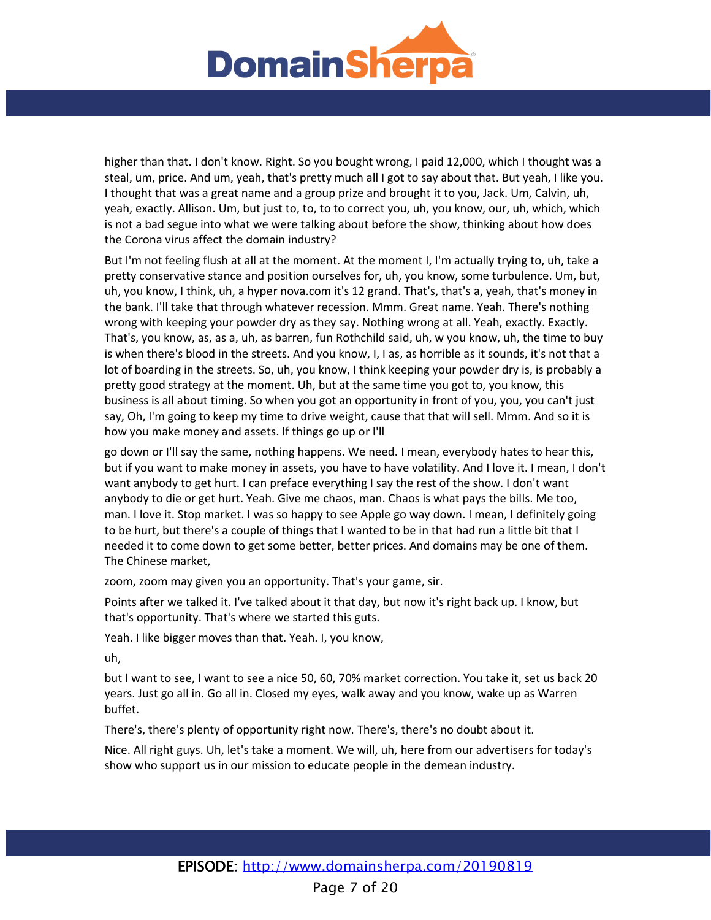higher than that. I don't know. Right. So you bought wrong, I paid 12,000, which I thought was a steal, um, price. And um, yeah, that's pretty much all I got to say about that. But yeah, I like you. I thought that was a great name and a group prize and brought it to you, Jack. Um, Calvin, uh, yeah, exactly. Allison. Um, but just to, to, to to correct you, uh, you know, our, uh, which, which is not a bad segue into what we were talking about before the show, thinking about how does the Corona virus affect the domain industry?

But I'm not feeling flush at all at the moment. At the moment I, I'm actually trying to, uh, take a pretty conservative stance and position ourselves for, uh, you know, some turbulence. Um, but, uh, you know, I think, uh, a hyper nova.com it's 12 grand. That's, that's a, yeah, that's money in the bank. I'll take that through whatever recession. Mmm. Great name. Yeah. There's nothing wrong with keeping your powder dry as they say. Nothing wrong at all. Yeah, exactly. Exactly. That's, you know, as, as a, uh, as barren, fun Rothchild said, uh, w you know, uh, the time to buy is when there's blood in the streets. And you know, I, I as, as horrible as it sounds, it's not that a lot of boarding in the streets. So, uh, you know, I think keeping your powder dry is, is probably a pretty good strategy at the moment. Uh, but at the same time you got to, you know, this business is all about timing. So when you got an opportunity in front of you, you, you can't just say, Oh, I'm going to keep my time to drive weight, cause that that will sell. Mmm. And so it is how you make money and assets. If things go up or I'll

go down or I'll say the same, nothing happens. We need. I mean, everybody hates to hear this, but if you want to make money in assets, you have to have volatility. And I love it. I mean, I don't want anybody to get hurt. I can preface everything I say the rest of the show. I don't want anybody to die or get hurt. Yeah. Give me chaos, man. Chaos is what pays the bills. Me too, man. I love it. Stop market. I was so happy to see Apple go way down. I mean, I definitely going to be hurt, but there's a couple of things that I wanted to be in that had run a little bit that I needed it to come down to get some better, better prices. And domains may be one of them. The Chinese market,

zoom, zoom may given you an opportunity. That's your game, sir.

Points after we talked it. I've talked about it that day, but now it's right back up. I know, but that's opportunity. That's where we started this guts.

Yeah. I like bigger moves than that. Yeah. I, you know,

uh,

but I want to see, I want to see a nice 50, 60, 70% market correction. You take it, set us back 20 years. Just go all in. Go all in. Closed my eyes, walk away and you know, wake up as Warren buffet.

There's, there's plenty of opportunity right now. There's, there's no doubt about it.

Nice. All right guys. Uh, let's take a moment. We will, uh, here from our advertisers for today's show who support us in our mission to educate people in the demean industry.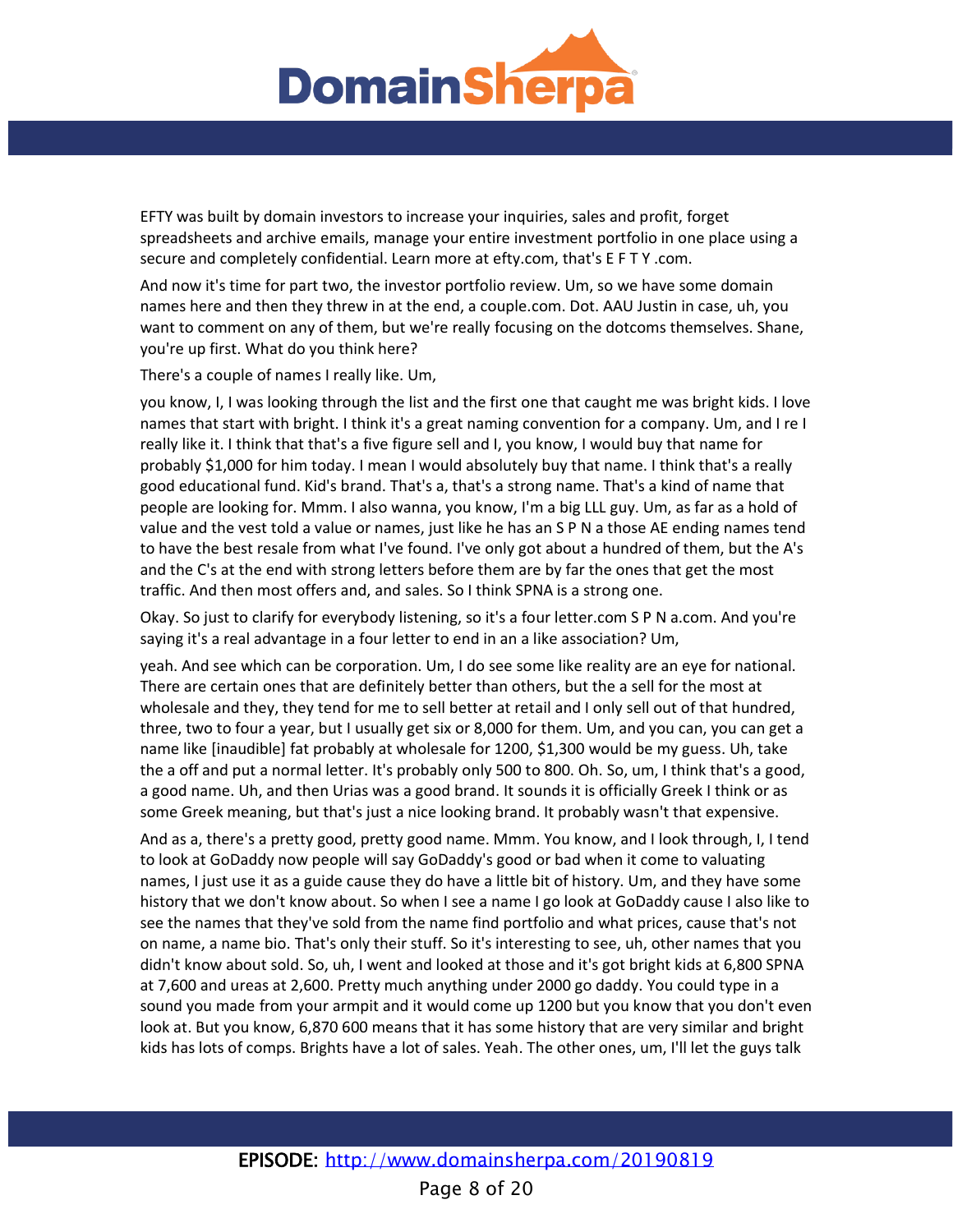EFTY was built by domain investors to increase your inquiries, sales and profit, forget spreadsheets and archive emails, manage your entire investment portfolio in one place using a secure and completely confidential. Learn more at efty.com, that's E F T Y .com.

And now it's time for part two, the investor portfolio review. Um, so we have some domain names here and then they threw in at the end, a couple.com. Dot. AAU Justin in case, uh, you want to comment on any of them, but we're really focusing on the dotcoms themselves. Shane, you're up first. What do you think here?

There's a couple of names I really like. Um,

you know, I, I was looking through the list and the first one that caught me was bright kids. I love names that start with bright. I think it's a great naming convention for a company. Um, and I re I really like it. I think that that's a five figure sell and I, you know, I would buy that name for probably $1,000 for him today. I mean I would absolutely buy that name. I think that's a really good educational fund. Kid's brand. That's a, that's a strong name. That's a kind of name that people are looking for. Mmm. I also wanna, you know, I'm a big LLL guy. Um, as far as a hold of value and the vest told a value or names, just like he has an S P N a those AE ending names tend to have the best resale from what I've found. I've only got about a hundred of them, but the A's and the C's at the end with strong letters before them are by far the ones that get the most traffic. And then most offers and, and sales. So I think SPNA is a strong one.

Okay. So just to clarify for everybody listening, so it's a four letter.com S P N a.com. And you're saying it's a real advantage in a four letter to end in an a like association? Um,

yeah. And see which can be corporation. Um, I do see some like reality are an eye for national. There are certain ones that are definitely better than others, but the a sell for the most at wholesale and they, they tend for me to sell better at retail and I only sell out of that hundred, three, two to four a year, but I usually get six or 8,000 for them. Um, and you can, you can get a name like [inaudible] fat probably at wholesale for 1200, $1,300 would be my guess. Uh, take the a off and put a normal letter. It's probably only 500 to 800. Oh. So, um, I think that's a good, a good name. Uh, and then Urias was a good brand. It sounds it is officially Greek I think or as some Greek meaning, but that's just a nice looking brand. It probably wasn't that expensive.

And as a, there's a pretty good, pretty good name. Mmm. You know, and I look through, I, I tend to look at GoDaddy now people will say GoDaddy's good or bad when it come to valuating names, I just use it as a guide cause they do have a little bit of history. Um, and they have some history that we don't know about. So when I see a name I go look at GoDaddy cause I also like to see the names that they've sold from the name find portfolio and what prices, cause that's not on name, a name bio. That's only their stuff. So it's interesting to see, uh, other names that you didn't know about sold. So, uh, I went and looked at those and it's got bright kids at 6,800 SPNA at 7,600 and ureas at 2,600. Pretty much anything under 2000 go daddy. You could type in a sound you made from your armpit and it would come up 1200 but you know that you don't even look at. But you know, 6,870 600 means that it has some history that are very similar and bright kids has lots of comps. Brights have a lot of sales. Yeah. The other ones, um, I'll let the guys talk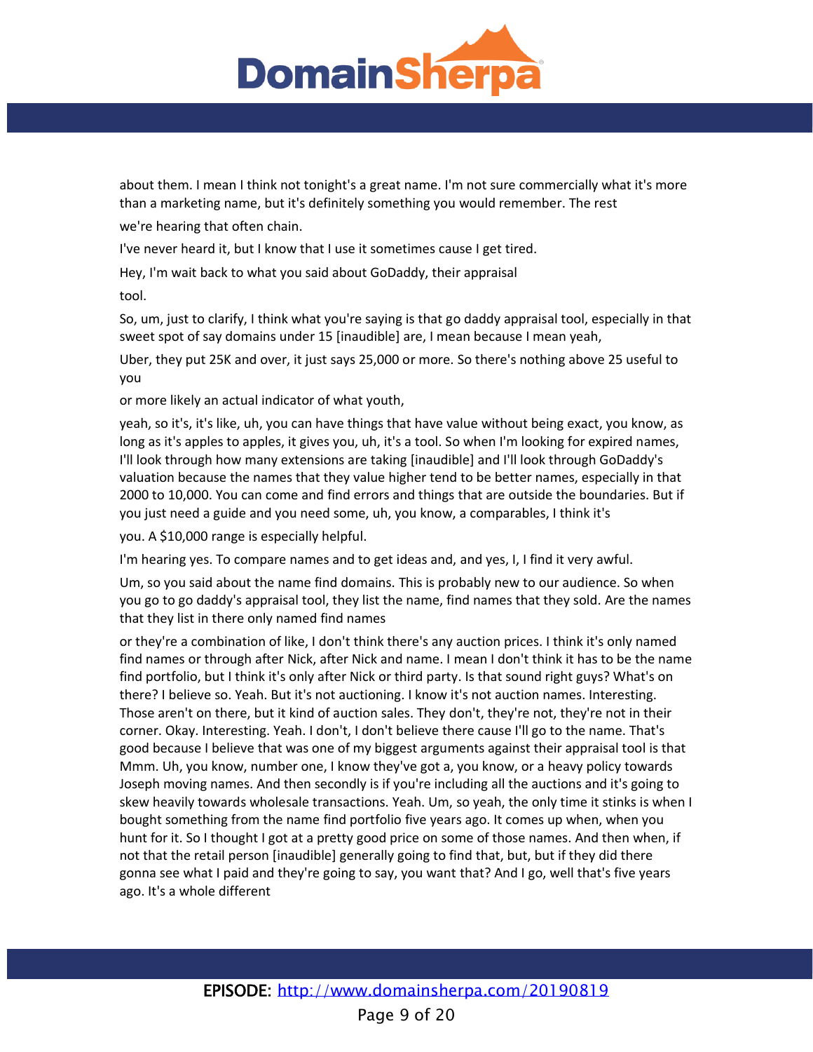about them. I mean I think not tonight's a great name. I'm not sure commercially what it's more than a marketing name, but it's definitely something you would remember. The rest

we're hearing that often chain.

I've never heard it, but I know that I use it sometimes cause I get tired.

Hey, I'm wait back to what you said about GoDaddy, their appraisal

tool.

So, um, just to clarify, I think what you're saying is that go daddy appraisal tool, especially in that sweet spot of say domains under 15 [inaudible] are, I mean because I mean yeah,

Uber, they put 25K and over, it just says 25,000 or more. So there's nothing above 25 useful to you

or more likely an actual indicator of what youth,

yeah, so it's, it's like, uh, you can have things that have value without being exact, you know, as long as it's apples to apples, it gives you, uh, it's a tool. So when I'm looking for expired names, I'll look through how many extensions are taking [inaudible] and I'll look through GoDaddy's valuation because the names that they value higher tend to be better names, especially in that 2000 to 10,000. You can come and find errors and things that are outside the boundaries. But if you just need a guide and you need some, uh, you know, a comparables, I think it's

you. A $10,000 range is especially helpful.

I'm hearing yes. To compare names and to get ideas and, and yes, I, I find it very awful.

Um, so you said about the name find domains. This is probably new to our audience. So when you go to go daddy's appraisal tool, they list the name, find names that they sold. Are the names that they list in there only named find names

or they're a combination of like, I don't think there's any auction prices. I think it's only named find names or through after Nick, after Nick and name. I mean I don't think it has to be the name find portfolio, but I think it's only after Nick or third party. Is that sound right guys? What's on there? I believe so. Yeah. But it's not auctioning. I know it's not auction names. Interesting. Those aren't on there, but it kind of auction sales. They don't, they're not, they're not in their corner. Okay. Interesting. Yeah. I don't, I don't believe there cause I'll go to the name. That's good because I believe that was one of my biggest arguments against their appraisal tool is that Mmm. Uh, you know, number one, I know they've got a, you know, or a heavy policy towards Joseph moving names. And then secondly is if you're including all the auctions and it's going to skew heavily towards wholesale transactions. Yeah. Um, so yeah, the only time it stinks is when I bought something from the name find portfolio five years ago. It comes up when, when you hunt for it. So I thought I got at a pretty good price on some of those names. And then when, if not that the retail person [inaudible] generally going to find that, but, but if they did there gonna see what I paid and they're going to say, you want that? And I go, well that's five years ago. It's a whole different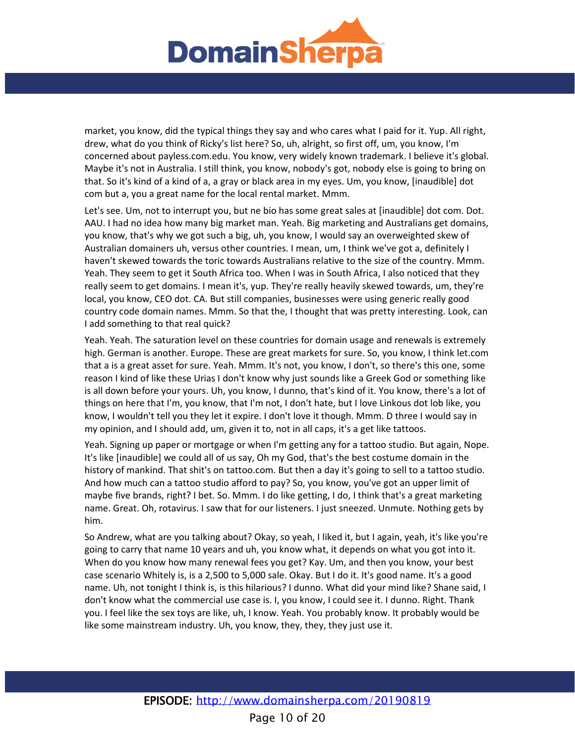market, you know, did the typical things they say and who cares what I paid for it. Yup. All right, drew, what do you think of Ricky's list here? So, uh, alright, so first off, um, you know, I'm concerned about payless.com.edu. You know, very widely known trademark. I believe it's global. Maybe it's not in Australia. I still think, you know, nobody's got, nobody else is going to bring on that. So it's kind of a kind of a, a gray or black area in my eyes. Um, you know, [inaudible] dot com but a, you a great name for the local rental market. Mmm.

Let's see. Um, not to interrupt you, but ne bio has some great sales at [inaudible] dot com. Dot. AAU. I had no idea how many big market man. Yeah. Big marketing and Australians get domains, you know, that's why we got such a big, uh, you know, I would say an overweighted skew of Australian domainers uh, versus other countries. I mean, um, I think we've got a, definitely I haven't skewed towards the toric towards Australians relative to the size of the country. Mmm. Yeah. They seem to get it South Africa too. When I was in South Africa, I also noticed that they really seem to get domains. I mean it's, yup. They're really heavily skewed towards, um, they're local, you know, CEO dot. CA. But still companies, businesses were using generic really good country code domain names. Mmm. So that the, I thought that was pretty interesting. Look, can I add something to that real quick?

Yeah. Yeah. The saturation level on these countries for domain usage and renewals is extremely high. German is another. Europe. These are great markets for sure. So, you know, I think let.com that a is a great asset for sure. Yeah. Mmm. It's not, you know, I don't, so there's this one, some reason I kind of like these Urias I don't know why just sounds like a Greek God or something like is all down before your yours. Uh, you know, I dunno, that's kind of it. You know, there's a lot of things on here that I'm, you know, that I'm not, I don't hate, but I love Linkous dot lob like, you know, I wouldn't tell you they let it expire. I don't love it though. Mmm. D three I would say in my opinion, and I should add, um, given it to, not in all caps, it's a get like tattoos.

Yeah. Signing up paper or mortgage or when I'm getting any for a tattoo studio. But again, Nope. It's like [inaudible] we could all of us say, Oh my God, that's the best costume domain in the history of mankind. That shit's on tattoo.com. But then a day it's going to sell to a tattoo studio. And how much can a tattoo studio afford to pay? So, you know, you've got an upper limit of maybe five brands, right? I bet. So. Mmm. I do like getting, I do, I think that's a great marketing name. Great. Oh, rotavirus. I saw that for our listeners. I just sneezed. Unmute. Nothing gets by him.

So Andrew, what are you talking about? Okay, so yeah, I liked it, but I again, yeah, it's like you're going to carry that name 10 years and uh, you know what, it depends on what you got into it. When do you know how many renewal fees you get? Kay. Um, and then you know, your best case scenario Whitely is, is a 2,500 to 5,000 sale. Okay. But I do it. It's good name. It's a good name. Uh, not tonight I think is, is this hilarious? I dunno. What did your mind like? Shane said, I don't know what the commercial use case is. I, you know, I could see it. I dunno. Right. Thank you. I feel like the sex toys are like, uh, I know. Yeah. You probably know. It probably would be like some mainstream industry. Uh, you know, they, they, they just use it.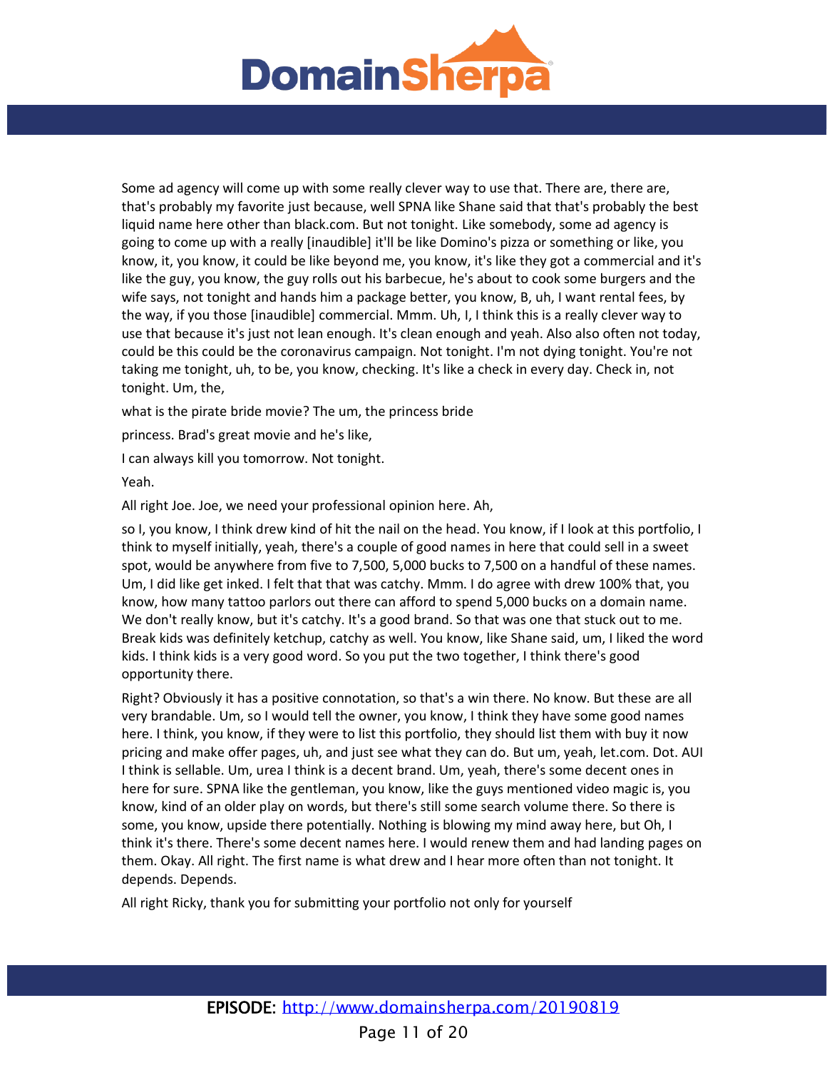Some ad agency will come up with some really clever way to use that. There are, there are, that's probably my favorite just because, well SPNA like Shane said that that's probably the best liquid name here other than black.com. But not tonight. Like somebody, some ad agency is going to come up with a really [inaudible] it'll be like Domino's pizza or something or like, you know, it, you know, it could be like beyond me, you know, it's like they got a commercial and it's like the guy, you know, the guy rolls out his barbecue, he's about to cook some burgers and the wife says, not tonight and hands him a package better, you know, B, uh, I want rental fees, by the way, if you those [inaudible] commercial. Mmm. Uh, I, I think this is a really clever way to use that because it's just not lean enough. It's clean enough and yeah. Also also often not today, could be this could be the coronavirus campaign. Not tonight. I'm not dying tonight. You're not taking me tonight, uh, to be, you know, checking. It's like a check in every day. Check in, not tonight. Um, the,

what is the pirate bride movie? The um, the princess bride

princess. Brad's great movie and he's like,

I can always kill you tomorrow. Not tonight.

Yeah.

All right Joe. Joe, we need your professional opinion here. Ah,

so I, you know, I think drew kind of hit the nail on the head. You know, if I look at this portfolio, I think to myself initially, yeah, there's a couple of good names in here that could sell in a sweet spot, would be anywhere from five to 7,500, 5,000 bucks to 7,500 on a handful of these names. Um, I did like get inked. I felt that that was catchy. Mmm. I do agree with drew 100% that, you know, how many tattoo parlors out there can afford to spend 5,000 bucks on a domain name. We don't really know, but it's catchy. It's a good brand. So that was one that stuck out to me. Break kids was definitely ketchup, catchy as well. You know, like Shane said, um, I liked the word kids. I think kids is a very good word. So you put the two together, I think there's good opportunity there.

Right? Obviously it has a positive connotation, so that's a win there. No know. But these are all very brandable. Um, so I would tell the owner, you know, I think they have some good names here. I think, you know, if they were to list this portfolio, they should list them with buy it now pricing and make offer pages, uh, and just see what they can do. But um, yeah, let.com. Dot. AUI I think is sellable. Um, urea I think is a decent brand. Um, yeah, there's some decent ones in here for sure. SPNA like the gentleman, you know, like the guys mentioned video magic is, you know, kind of an older play on words, but there's still some search volume there. So there is some, you know, upside there potentially. Nothing is blowing my mind away here, but Oh, I think it's there. There's some decent names here. I would renew them and had landing pages on them. Okay. All right. The first name is what drew and I hear more often than not tonight. It depends. Depends.

All right Ricky, thank you for submitting your portfolio not only for yourself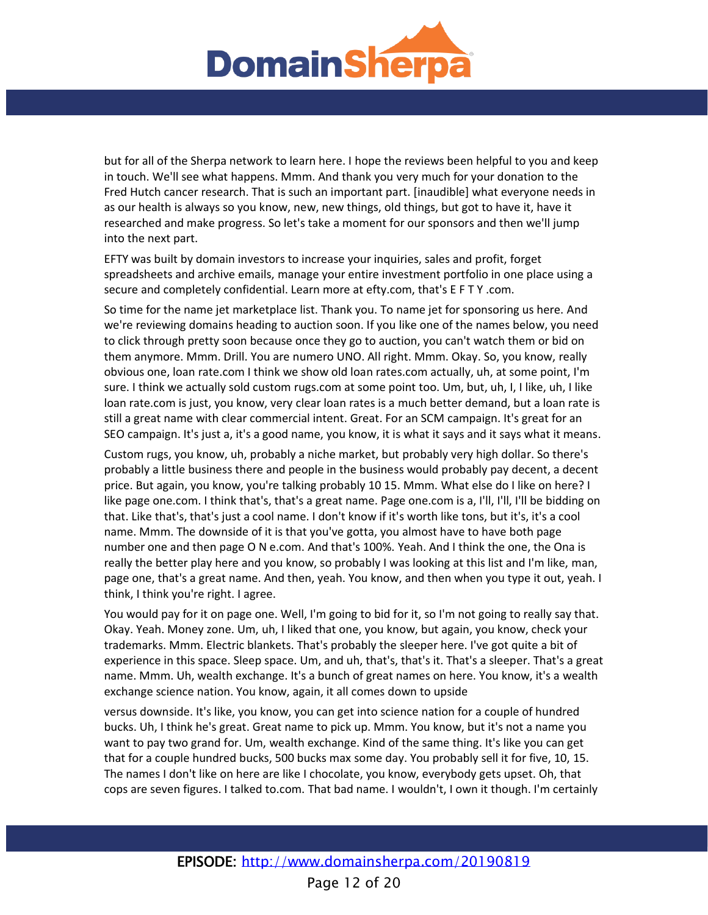but for all of the Sherpa network to learn here. I hope the reviews been helpful to you and keep in touch. We'll see what happens. Mmm. And thank you very much for your donation to the Fred Hutch cancer research. That is such an important part. [inaudible] what everyone needs in as our health is always so you know, new, new things, old things, but got to have it, have it researched and make progress. So let's take a moment for our sponsors and then we'll jump into the next part.

EFTY was built by domain investors to increase your inquiries, sales and profit, forget spreadsheets and archive emails, manage your entire investment portfolio in one place using a secure and completely confidential. Learn more at efty.com, that's E F T Y .com.

So time for the name jet marketplace list. Thank you. To name jet for sponsoring us here. And we're reviewing domains heading to auction soon. If you like one of the names below, you need to click through pretty soon because once they go to auction, you can't watch them or bid on them anymore. Mmm. Drill. You are numero UNO. All right. Mmm. Okay. So, you know, really obvious one, loan rate.com I think we show old loan rates.com actually, uh, at some point, I'm sure. I think we actually sold custom rugs.com at some point too. Um, but, uh, I, I like, uh, I like loan rate.com is just, you know, very clear loan rates is a much better demand, but a loan rate is still a great name with clear commercial intent. Great. For an SCM campaign. It's great for an SEO campaign. It's just a, it's a good name, you know, it is what it says and it says what it means.

Custom rugs, you know, uh, probably a niche market, but probably very high dollar. So there's probably a little business there and people in the business would probably pay decent, a decent price. But again, you know, you're talking probably 10 15. Mmm. What else do I like on here? I like page one.com. I think that's, that's a great name. Page one.com is a, I'll, I'll, I'll be bidding on that. Like that's, that's just a cool name. I don't know if it's worth like tons, but it's, it's a cool name. Mmm. The downside of it is that you've gotta, you almost have to have both page number one and then page O N e.com. And that's 100%. Yeah. And I think the one, the Ona is really the better play here and you know, so probably I was looking at this list and I'm like, man, page one, that's a great name. And then, yeah. You know, and then when you type it out, yeah. I think, I think you're right. I agree.

You would pay for it on page one. Well, I'm going to bid for it, so I'm not going to really say that. Okay. Yeah. Money zone. Um, uh, I liked that one, you know, but again, you know, check your trademarks. Mmm. Electric blankets. That's probably the sleeper here. I've got quite a bit of experience in this space. Sleep space. Um, and uh, that's, that's it. That's a sleeper. That's a great name. Mmm. Uh, wealth exchange. It's a bunch of great names on here. You know, it's a wealth exchange science nation. You know, again, it all comes down to upside

versus downside. It's like, you know, you can get into science nation for a couple of hundred bucks. Uh, I think he's great. Great name to pick up. Mmm. You know, but it's not a name you want to pay two grand for. Um, wealth exchange. Kind of the same thing. It's like you can get that for a couple hundred bucks, 500 bucks max some day. You probably sell it for five, 10, 15. The names I don't like on here are like I chocolate, you know, everybody gets upset. Oh, that cops are seven figures. I talked to.com. That bad name. I wouldn't, I own it though. I'm certainly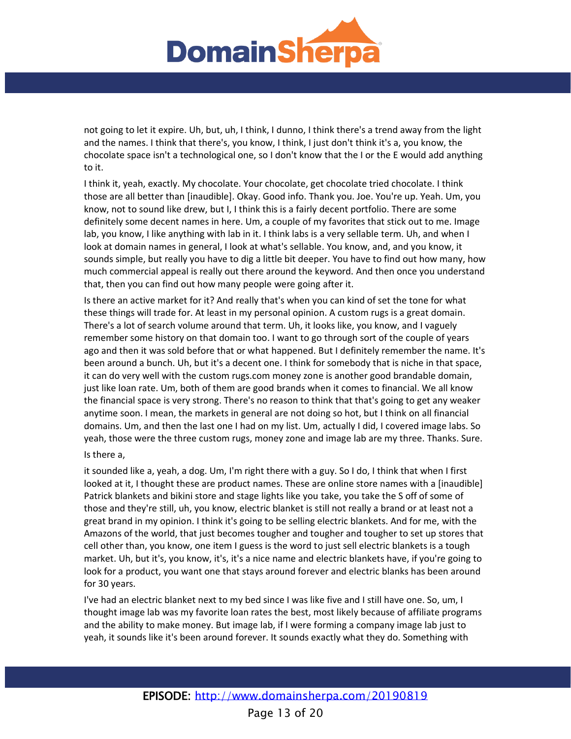not going to let it expire. Uh, but, uh, I think, I dunno, I think there's a trend away from the light and the names. I think that there's, you know, I think, I just don't think it's a, you know, the chocolate space isn't a technological one, so I don't know that the I or the E would add anything to it.

I think it, yeah, exactly. My chocolate. Your chocolate, get chocolate tried chocolate. I think those are all better than [inaudible]. Okay. Good info. Thank you. Joe. You're up. Yeah. Um, you know, not to sound like drew, but I, I think this is a fairly decent portfolio. There are some definitely some decent names in here. Um, a couple of my favorites that stick out to me. Image lab, you know, I like anything with lab in it. I think labs is a very sellable term. Uh, and when I look at domain names in general, I look at what's sellable. You know, and, and you know, it sounds simple, but really you have to dig a little bit deeper. You have to find out how many, how much commercial appeal is really out there around the keyword. And then once you understand that, then you can find out how many people were going after it.

Is there an active market for it? And really that's when you can kind of set the tone for what these things will trade for. At least in my personal opinion. A custom rugs is a great domain. There's a lot of search volume around that term. Uh, it looks like, you know, and I vaguely remember some history on that domain too. I want to go through sort of the couple of years ago and then it was sold before that or what happened. But I definitely remember the name. It's been around a bunch. Uh, but it's a decent one. I think for somebody that is niche in that space, it can do very well with the custom rugs.com money zone is another good brandable domain, just like loan rate. Um, both of them are good brands when it comes to financial. We all know the financial space is very strong. There's no reason to think that that's going to get any weaker anytime soon. I mean, the markets in general are not doing so hot, but I think on all financial domains. Um, and then the last one I had on my list. Um, actually I did, I covered image labs. So yeah, those were the three custom rugs, money zone and image lab are my three. Thanks. Sure.

Is there a,

it sounded like a, yeah, a dog. Um, I'm right there with a guy. So I do, I think that when I first looked at it, I thought these are product names. These are online store names with a [inaudible] Patrick blankets and bikini store and stage lights like you take, you take the S off of some of those and they're still, uh, you know, electric blanket is still not really a brand or at least not a great brand in my opinion. I think it's going to be selling electric blankets. And for me, with the Amazons of the world, that just becomes tougher and tougher and tougher to set up stores that cell other than, you know, one item I guess is the word to just sell electric blankets is a tough market. Uh, but it's, you know, it's, it's a nice name and electric blankets have, if you're going to look for a product, you want one that stays around forever and electric blanks has been around for 30 years.

I've had an electric blanket next to my bed since I was like five and I still have one. So, um, I thought image lab was my favorite loan rates the best, most likely because of affiliate programs and the ability to make money. But image lab, if I were forming a company image lab just to yeah, it sounds like it's been around forever. It sounds exactly what they do. Something with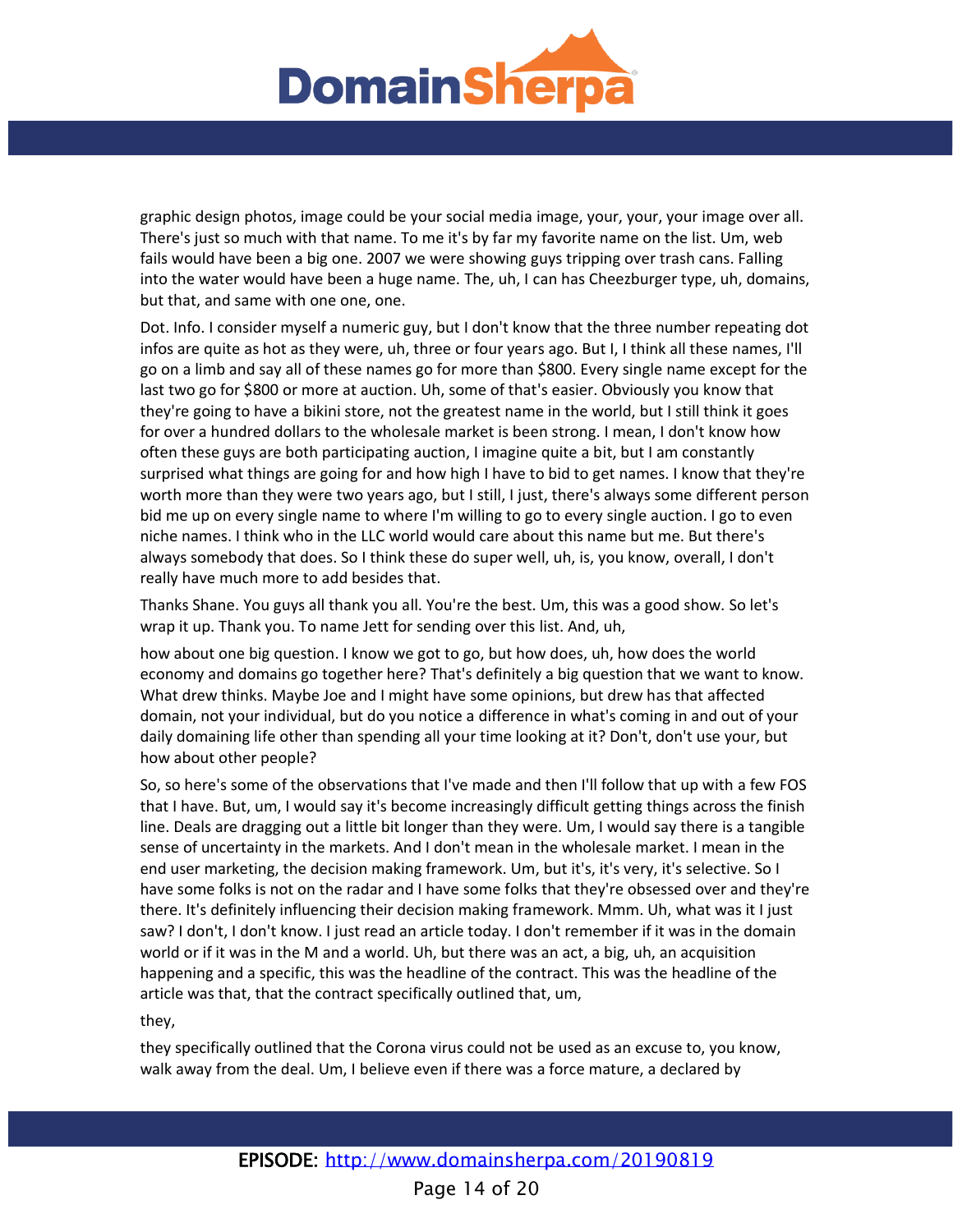graphic design photos, image could be your social media image, your, your, your image over all. There's just so much with that name. To me it's by far my favorite name on the list. Um, web fails would have been a big one. 2007 we were showing guys tripping over trash cans. Falling into the water would have been a huge name. The, uh, I can has Cheezburger type, uh, domains, but that, and same with one one, one.

Dot. Info. I consider myself a numeric guy, but I don't know that the three number repeating dot infos are quite as hot as they were, uh, three or four years ago. But I, I think all these names, I'll go on a limb and say all of these names go for more than $800. Every single name except for the last two go for $800 or more at auction. Uh, some of that's easier. Obviously you know that they're going to have a bikini store, not the greatest name in the world, but I still think it goes for over a hundred dollars to the wholesale market is been strong. I mean, I don't know how often these guys are both participating auction, I imagine quite a bit, but I am constantly surprised what things are going for and how high I have to bid to get names. I know that they're worth more than they were two years ago, but I still, I just, there's always some different person bid me up on every single name to where I'm willing to go to every single auction. I go to even niche names. I think who in the LLC world would care about this name but me. But there's always somebody that does. So I think these do super well, uh, is, you know, overall, I don't really have much more to add besides that.

Thanks Shane. You guys all thank you all. You're the best. Um, this was a good show. So let's wrap it up. Thank you. To name Jett for sending over this list. And, uh,

how about one big question. I know we got to go, but how does, uh, how does the world economy and domains go together here? That's definitely a big question that we want to know. What drew thinks. Maybe Joe and I might have some opinions, but drew has that affected domain, not your individual, but do you notice a difference in what's coming in and out of your daily domaining life other than spending all your time looking at it? Don't, don't use your, but how about other people?

So, so here's some of the observations that I've made and then I'll follow that up with a few FOS that I have. But, um, I would say it's become increasingly difficult getting things across the finish line. Deals are dragging out a little bit longer than they were. Um, I would say there is a tangible sense of uncertainty in the markets. And I don't mean in the wholesale market. I mean in the end user marketing, the decision making framework. Um, but it's, it's very, it's selective. So I have some folks is not on the radar and I have some folks that they're obsessed over and they're there. It's definitely influencing their decision making framework. Mmm. Uh, what was it I just saw? I don't, I don't know. I just read an article today. I don't remember if it was in the domain world or if it was in the M and a world. Uh, but there was an act, a big, uh, an acquisition happening and a specific, this was the headline of the contract. This was the headline of the article was that, that the contract specifically outlined that, um,

they,

they specifically outlined that the Corona virus could not be used as an excuse to, you know, walk away from the deal. Um, I believe even if there was a force mature, a declared by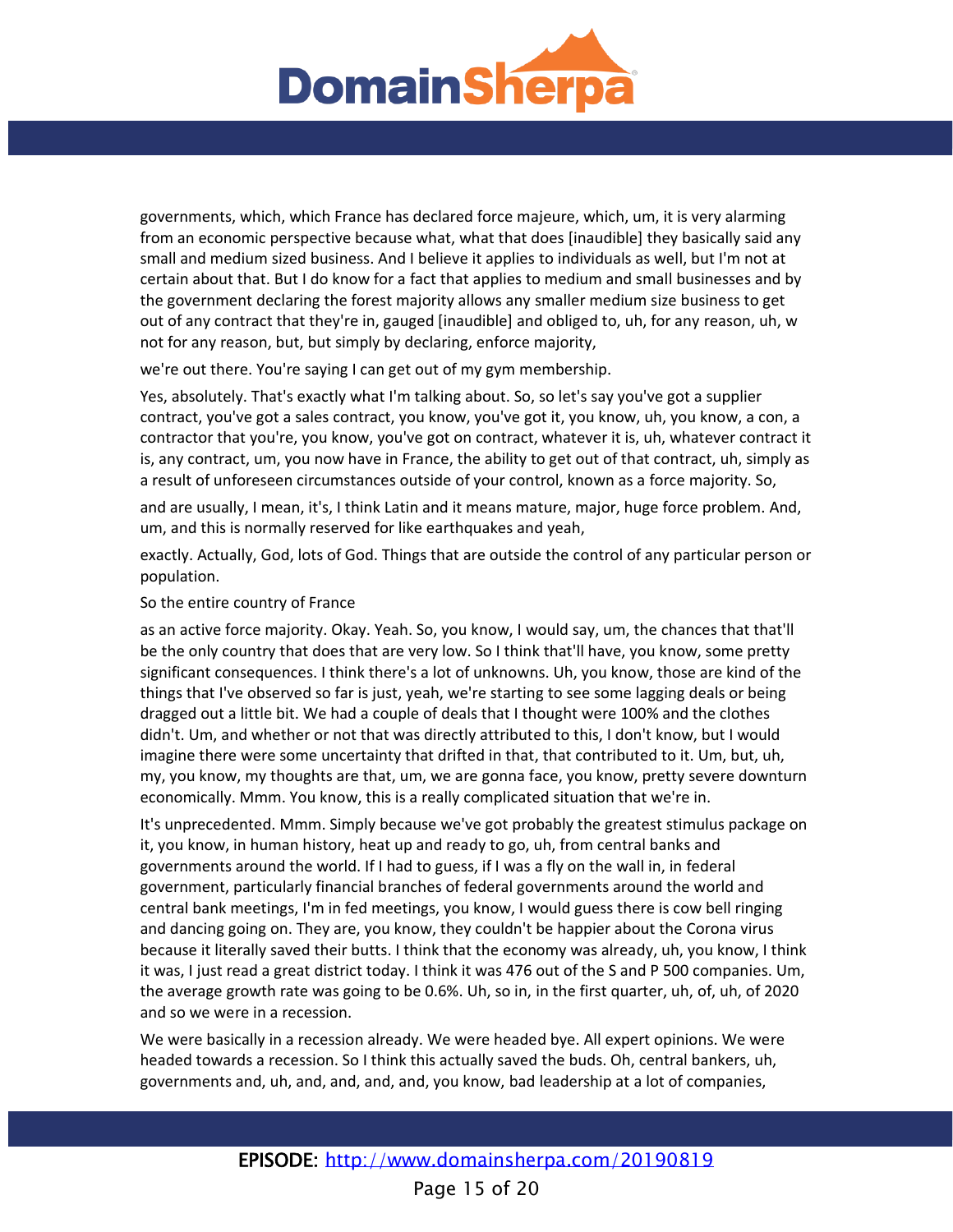governments, which, which France has declared force majeure, which, um, it is very alarming from an economic perspective because what, what that does [inaudible] they basically said any small and medium sized business. And I believe it applies to individuals as well, but I'm not at certain about that. But I do know for a fact that applies to medium and small businesses and by the government declaring the forest majority allows any smaller medium size business to get out of any contract that they're in, gauged [inaudible] and obliged to, uh, for any reason, uh, w not for any reason, but, but simply by declaring, enforce majority,

we're out there. You're saying I can get out of my gym membership.

Yes, absolutely. That's exactly what I'm talking about. So, so let's say you've got a supplier contract, you've got a sales contract, you know, you've got it, you know, uh, you know, a con, a contractor that you're, you know, you've got on contract, whatever it is, uh, whatever contract it is, any contract, um, you now have in France, the ability to get out of that contract, uh, simply as a result of unforeseen circumstances outside of your control, known as a force majority. So,

and are usually, I mean, it's, I think Latin and it means mature, major, huge force problem. And, um, and this is normally reserved for like earthquakes and yeah,

exactly. Actually, God, lots of God. Things that are outside the control of any particular person or population.

So the entire country of France

as an active force majority. Okay. Yeah. So, you know, I would say, um, the chances that that'll be the only country that does that are very low. So I think that'll have, you know, some pretty significant consequences. I think there's a lot of unknowns. Uh, you know, those are kind of the things that I've observed so far is just, yeah, we're starting to see some lagging deals or being dragged out a little bit. We had a couple of deals that I thought were 100% and the clothes didn't. Um, and whether or not that was directly attributed to this, I don't know, but I would imagine there were some uncertainty that drifted in that, that contributed to it. Um, but, uh, my, you know, my thoughts are that, um, we are gonna face, you know, pretty severe downturn economically. Mmm. You know, this is a really complicated situation that we're in.

It's unprecedented. Mmm. Simply because we've got probably the greatest stimulus package on it, you know, in human history, heat up and ready to go, uh, from central banks and governments around the world. If I had to guess, if I was a fly on the wall in, in federal government, particularly financial branches of federal governments around the world and central bank meetings, I'm in fed meetings, you know, I would guess there is cow bell ringing and dancing going on. They are, you know, they couldn't be happier about the Corona virus because it literally saved their butts. I think that the economy was already, uh, you know, I think it was, I just read a great district today. I think it was 476 out of the S and P 500 companies. Um, the average growth rate was going to be 0.6%. Uh, so in, in the first quarter, uh, of, uh, of 2020 and so we were in a recession.

We were basically in a recession already. We were headed bye. All expert opinions. We were headed towards a recession. So I think this actually saved the buds. Oh, central bankers, uh, governments and, uh, and, and, and, and, you know, bad leadership at a lot of companies,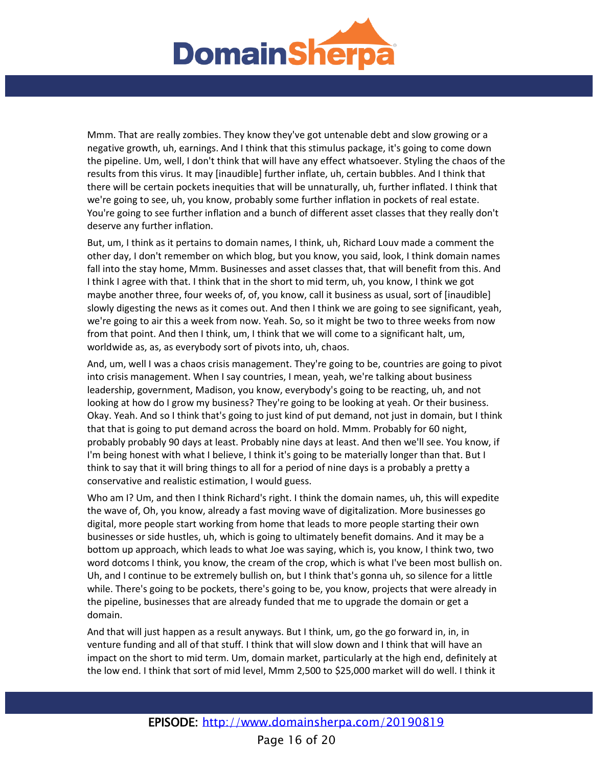Mmm. That are really zombies. They know they've got untenable debt and slow growing or a negative growth, uh, earnings. And I think that this stimulus package, it's going to come down the pipeline. Um, well, I don't think that will have any effect whatsoever. Styling the chaos of the results from this virus. It may [inaudible] further inflate, uh, certain bubbles. And I think that there will be certain pockets inequities that will be unnaturally, uh, further inflated. I think that we're going to see, uh, you know, probably some further inflation in pockets of real estate. You're going to see further inflation and a bunch of different asset classes that they really don't deserve any further inflation.

But, um, I think as it pertains to domain names, I think, uh, Richard Louv made a comment the other day, I don't remember on which blog, but you know, you said, look, I think domain names fall into the stay home, Mmm. Businesses and asset classes that, that will benefit from this. And I think I agree with that. I think that in the short to mid term, uh, you know, I think we got maybe another three, four weeks of, of, you know, call it business as usual, sort of [inaudible] slowly digesting the news as it comes out. And then I think we are going to see significant, yeah, we're going to air this a week from now. Yeah. So, so it might be two to three weeks from now from that point. And then I think, um, I think that we will come to a significant halt, um, worldwide as, as, as everybody sort of pivots into, uh, chaos.

And, um, well I was a chaos crisis management. They're going to be, countries are going to pivot into crisis management. When I say countries, I mean, yeah, we're talking about business leadership, government, Madison, you know, everybody's going to be reacting, uh, and not looking at how do I grow my business? They're going to be looking at yeah. Or their business. Okay. Yeah. And so I think that's going to just kind of put demand, not just in domain, but I think that that is going to put demand across the board on hold. Mmm. Probably for 60 night, probably probably 90 days at least. Probably nine days at least. And then we'll see. You know, if I'm being honest with what I believe, I think it's going to be materially longer than that. But I think to say that it will bring things to all for a period of nine days is a probably a pretty a conservative and realistic estimation, I would guess.

Who am I? Um, and then I think Richard's right. I think the domain names, uh, this will expedite the wave of, Oh, you know, already a fast moving wave of digitalization. More businesses go digital, more people start working from home that leads to more people starting their own businesses or side hustles, uh, which is going to ultimately benefit domains. And it may be a bottom up approach, which leads to what Joe was saying, which is, you know, I think two, two word dotcoms I think, you know, the cream of the crop, which is what I've been most bullish on. Uh, and I continue to be extremely bullish on, but I think that's gonna uh, so silence for a little while. There's going to be pockets, there's going to be, you know, projects that were already in the pipeline, businesses that are already funded that me to upgrade the domain or get a domain.

And that will just happen as a result anyways. But I think, um, go the go forward in, in, in venture funding and all of that stuff. I think that will slow down and I think that will have an impact on the short to mid term. Um, domain market, particularly at the high end, definitely at the low end. I think that sort of mid level, Mmm 2,500 to $25,000 market will do well. I think it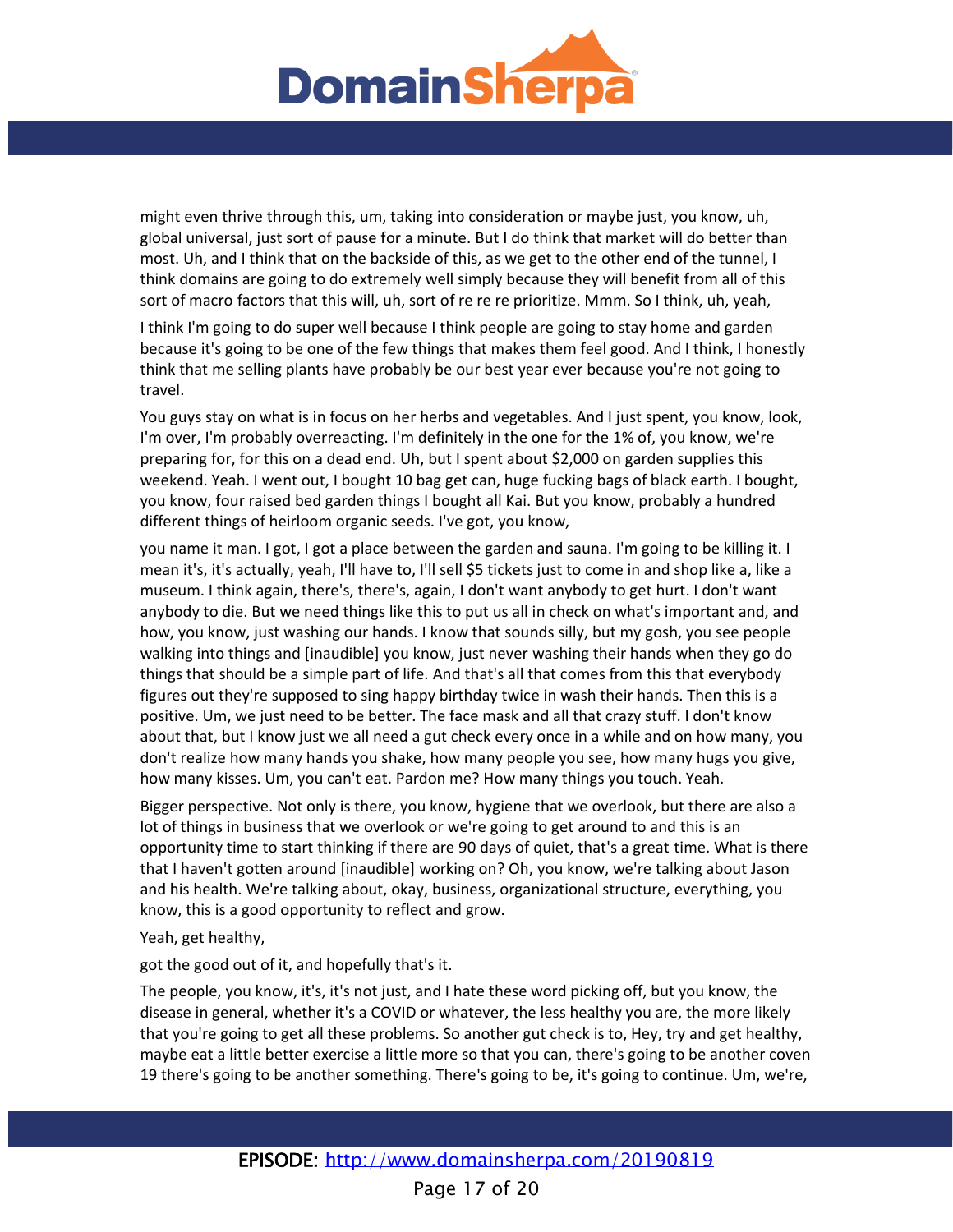might even thrive through this, um, taking into consideration or maybe just, you know, uh, global universal, just sort of pause for a minute. But I do think that market will do better than most. Uh, and I think that on the backside of this, as we get to the other end of the tunnel, I think domains are going to do extremely well simply because they will benefit from all of this sort of macro factors that this will, uh, sort of re re re prioritize. Mmm. So I think, uh, yeah,

I think I'm going to do super well because I think people are going to stay home and garden because it's going to be one of the few things that makes them feel good. And I think, I honestly think that me selling plants have probably be our best year ever because you're not going to travel.

You guys stay on what is in focus on her herbs and vegetables. And I just spent, you know, look, I'm over, I'm probably overreacting. I'm definitely in the one for the 1% of, you know, we're preparing for, for this on a dead end. Uh, but I spent about $2,000 on garden supplies this weekend. Yeah. I went out, I bought 10 bag get can, huge fucking bags of black earth. I bought, you know, four raised bed garden things I bought all Kai. But you know, probably a hundred different things of heirloom organic seeds. I've got, you know,

you name it man. I got, I got a place between the garden and sauna. I'm going to be killing it. I mean it's, it's actually, yeah, I'll have to, I'll sell $5 tickets just to come in and shop like a, like a museum. I think again, there's, there's, again, I don't want anybody to get hurt. I don't want anybody to die. But we need things like this to put us all in check on what's important and, and how, you know, just washing our hands. I know that sounds silly, but my gosh, you see people walking into things and [inaudible] you know, just never washing their hands when they go do things that should be a simple part of life. And that's all that comes from this that everybody figures out they're supposed to sing happy birthday twice in wash their hands. Then this is a positive. Um, we just need to be better. The face mask and all that crazy stuff. I don't know about that, but I know just we all need a gut check every once in a while and on how many, you don't realize how many hands you shake, how many people you see, how many hugs you give, how many kisses. Um, you can't eat. Pardon me? How many things you touch. Yeah.

Bigger perspective. Not only is there, you know, hygiene that we overlook, but there are also a lot of things in business that we overlook or we're going to get around to and this is an opportunity time to start thinking if there are 90 days of quiet, that's a great time. What is there that I haven't gotten around [inaudible] working on? Oh, you know, we're talking about Jason and his health. We're talking about, okay, business, organizational structure, everything, you know, this is a good opportunity to reflect and grow.

Yeah, get healthy,

got the good out of it, and hopefully that's it.

The people, you know, it's, it's not just, and I hate these word picking off, but you know, the disease in general, whether it's a COVID or whatever, the less healthy you are, the more likely that you're going to get all these problems. So another gut check is to, Hey, try and get healthy, maybe eat a little better exercise a little more so that you can, there's going to be another coven 19 there's going to be another something. There's going to be, it's going to continue. Um, we're,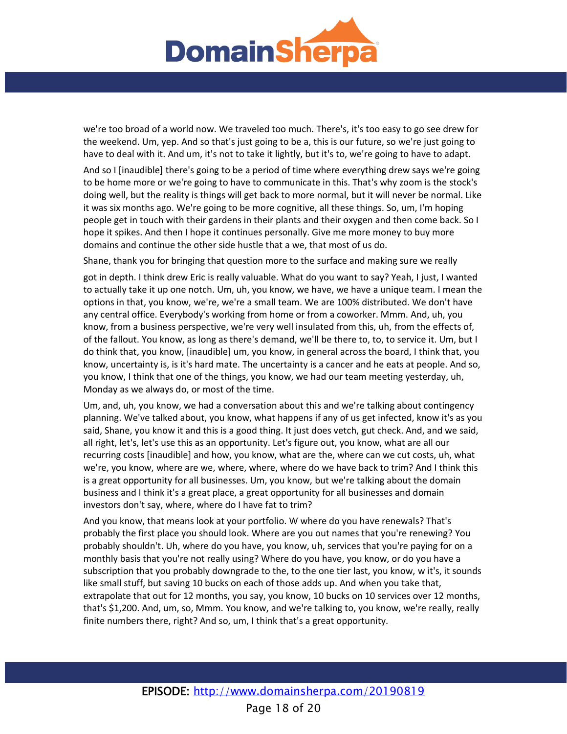we're too broad of a world now. We traveled too much. There's, it's too easy to go see drew for the weekend. Um, yep. And so that's just going to be a, this is our future, so we're just going to have to deal with it. And um, it's not to take it lightly, but it's to, we're going to have to adapt.

And so I [inaudible] there's going to be a period of time where everything drew says we're going to be home more or we're going to have to communicate in this. That's why zoom is the stock's doing well, but the reality is things will get back to more normal, but it will never be normal. Like it was six months ago. We're going to be more cognitive, all these things. So, um, I'm hoping people get in touch with their gardens in their plants and their oxygen and then come back. So I hope it spikes. And then I hope it continues personally. Give me more money to buy more domains and continue the other side hustle that a we, that most of us do.

Shane, thank you for bringing that question more to the surface and making sure we really

got in depth. I think drew Eric is really valuable. What do you want to say? Yeah, I just, I wanted to actually take it up one notch. Um, uh, you know, we have, we have a unique team. I mean the options in that, you know, we're, we're a small team. We are 100% distributed. We don't have any central office. Everybody's working from home or from a coworker. Mmm. And, uh, you know, from a business perspective, we're very well insulated from this, uh, from the effects of, of the fallout. You know, as long as there's demand, we'll be there to, to, to service it. Um, but I do think that, you know, [inaudible] um, you know, in general across the board, I think that, you know, uncertainty is, is it's hard mate. The uncertainty is a cancer and he eats at people. And so, you know, I think that one of the things, you know, we had our team meeting yesterday, uh, Monday as we always do, or most of the time.

Um, and, uh, you know, we had a conversation about this and we're talking about contingency planning. We've talked about, you know, what happens if any of us get infected, know it's as you said, Shane, you know it and this is a good thing. It just does vetch, gut check. And, and we said, all right, let's, let's use this as an opportunity. Let's figure out, you know, what are all our recurring costs [inaudible] and how, you know, what are the, where can we cut costs, uh, what we're, you know, where are we, where, where, where do we have back to trim? And I think this is a great opportunity for all businesses. Um, you know, but we're talking about the domain business and I think it's a great place, a great opportunity for all businesses and domain investors don't say, where, where do I have fat to trim?

And you know, that means look at your portfolio. W where do you have renewals? That's probably the first place you should look. Where are you out names that you're renewing? You probably shouldn't. Uh, where do you have, you know, uh, services that you're paying for on a monthly basis that you're not really using? Where do you have, you know, or do you have a subscription that you probably downgrade to the, to the one tier last, you know, w it's, it sounds like small stuff, but saving 10 bucks on each of those adds up. And when you take that, extrapolate that out for 12 months, you say, you know, 10 bucks on 10 services over 12 months, that's $1,200. And, um, so, Mmm. You know, and we're talking to, you know, we're really, really finite numbers there, right? And so, um, I think that's a great opportunity.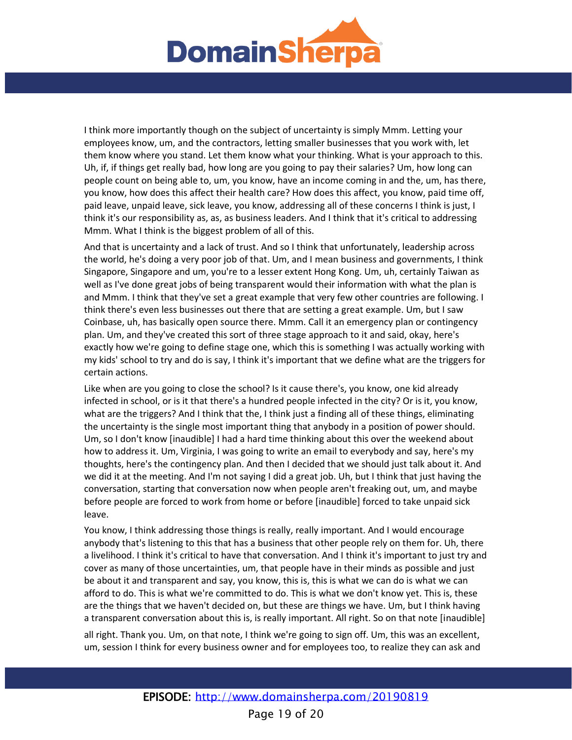I think more importantly though on the subject of uncertainty is simply Mmm. Letting your employees know, um, and the contractors, letting smaller businesses that you work with, let them know where you stand. Let them know what your thinking. What is your approach to this. Uh, if, if things get really bad, how long are you going to pay their salaries? Um, how long can people count on being able to, um, you know, have an income coming in and the, um, has there, you know, how does this affect their health care? How does this affect, you know, paid time off, paid leave, unpaid leave, sick leave, you know, addressing all of these concerns I think is just, I think it's our responsibility as, as, as business leaders. And I think that it's critical to addressing Mmm. What I think is the biggest problem of all of this.

And that is uncertainty and a lack of trust. And so I think that unfortunately, leadership across the world, he's doing a very poor job of that. Um, and I mean business and governments, I think Singapore, Singapore and um, you're to a lesser extent Hong Kong. Um, uh, certainly Taiwan as well as I've done great jobs of being transparent would their information with what the plan is and Mmm. I think that they've set a great example that very few other countries are following. I think there's even less businesses out there that are setting a great example. Um, but I saw Coinbase, uh, has basically open source there. Mmm. Call it an emergency plan or contingency plan. Um, and they've created this sort of three stage approach to it and said, okay, here's exactly how we're going to define stage one, which this is something I was actually working with my kids' school to try and do is say, I think it's important that we define what are the triggers for certain actions.

Like when are you going to close the school? Is it cause there's, you know, one kid already infected in school, or is it that there's a hundred people infected in the city? Or is it, you know, what are the triggers? And I think that the, I think just a finding all of these things, eliminating the uncertainty is the single most important thing that anybody in a position of power should. Um, so I don't know [inaudible] I had a hard time thinking about this over the weekend about how to address it. Um, Virginia, I was going to write an email to everybody and say, here's my thoughts, here's the contingency plan. And then I decided that we should just talk about it. And we did it at the meeting. And I'm not saying I did a great job. Uh, but I think that just having the conversation, starting that conversation now when people aren't freaking out, um, and maybe before people are forced to work from home or before [inaudible] forced to take unpaid sick leave.

You know, I think addressing those things is really, really important. And I would encourage anybody that's listening to this that has a business that other people rely on them for. Uh, there a livelihood. I think it's critical to have that conversation. And I think it's important to just try and cover as many of those uncertainties, um, that people have in their minds as possible and just be about it and transparent and say, you know, this is, this is what we can do is what we can afford to do. This is what we're committed to do. This is what we don't know yet. This is, these are the things that we haven't decided on, but these are things we have. Um, but I think having a transparent conversation about this is, is really important. All right. So on that note [inaudible]

all right. Thank you. Um, on that note, I think we're going to sign off. Um, this was an excellent, um, session I think for every business owner and for employees too, to realize they can ask and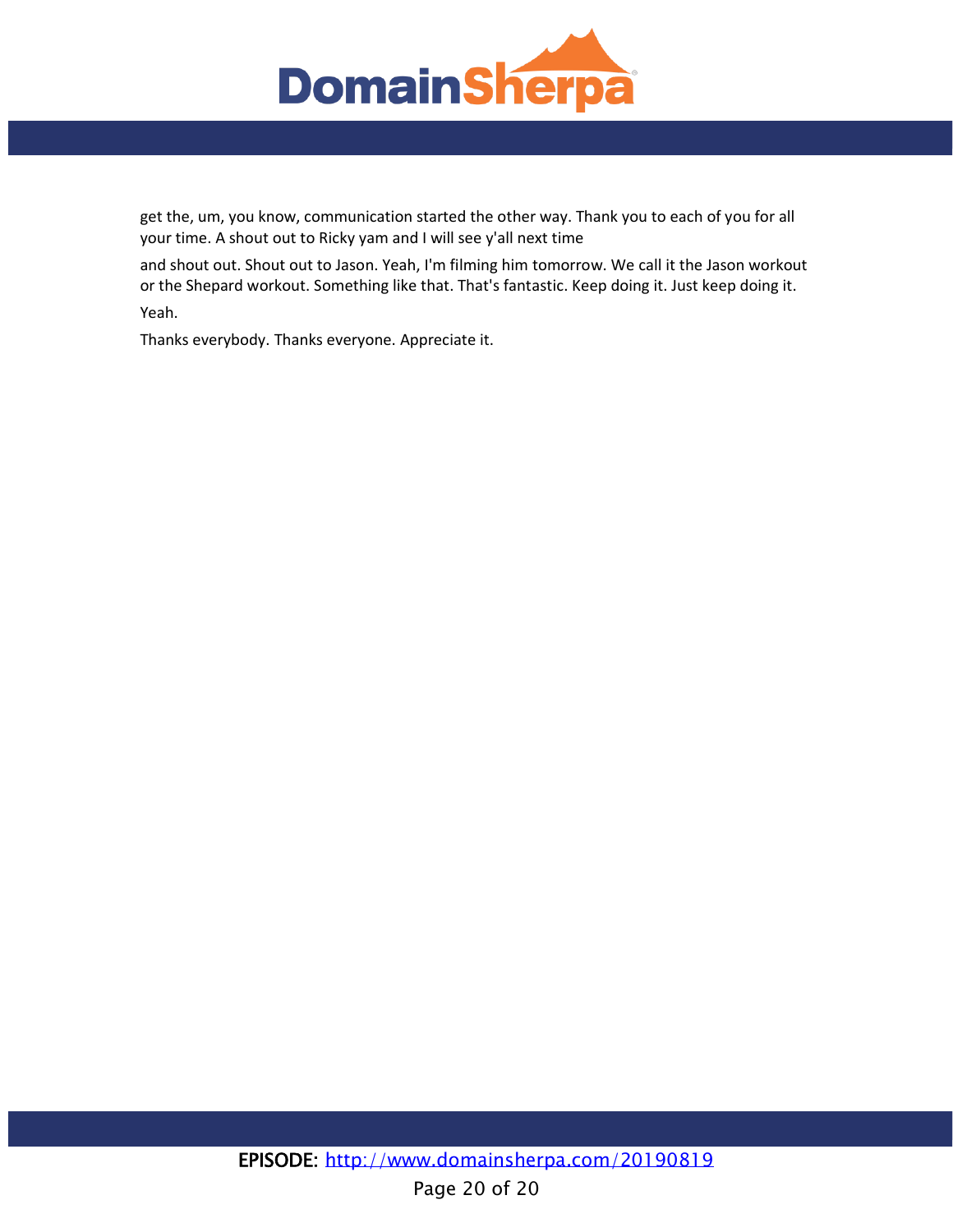get the, um, you know, communication started the other way. Thank you to each of you for all your time. A shout out to Ricky yam and I will see y'all next time

and shout out. Shout out to Jason. Yeah, I'm filming him tomorrow. We call it the Jason workout or the Shepard workout. Something like that. That's fantastic. Keep doing it. Just keep doing it.

Yeah.

Thanks everybody. Thanks everyone. Appreciate it.